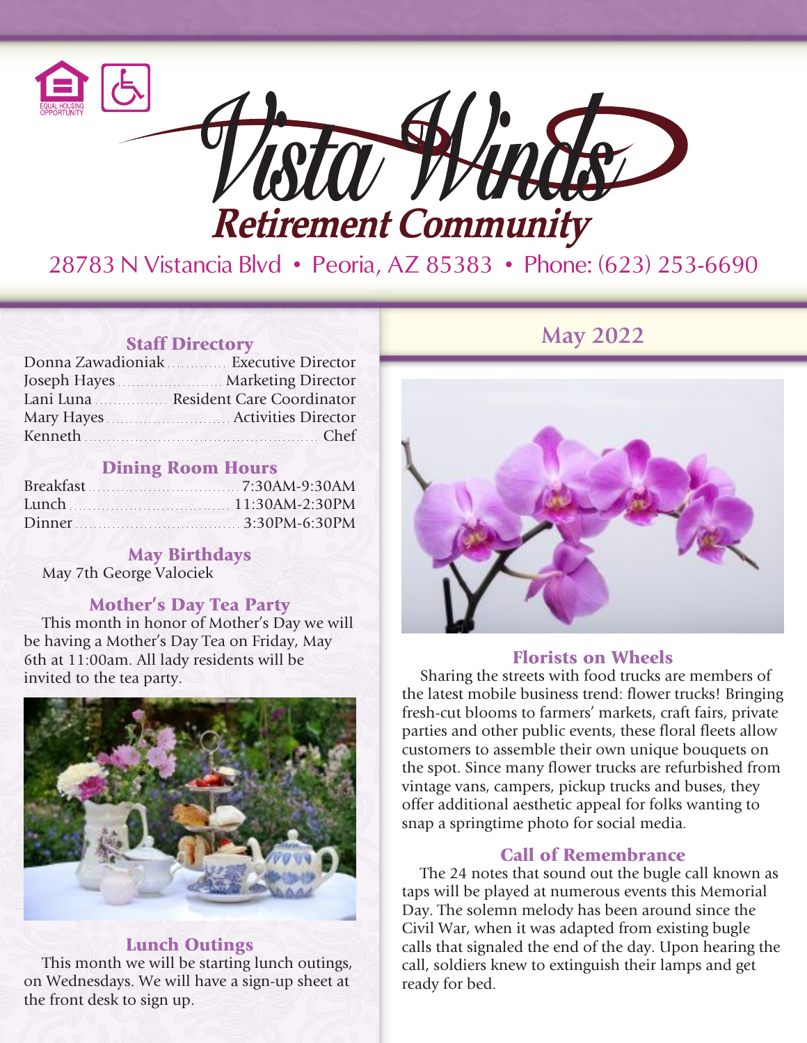# Vista Winds

## Retirement Community

28783 N Vistancia Blvd • Peoria, AZ 85383 • Phone: (623) 253-6690

## May 2022

### Staff Directory

| | |
|---|---|
| Donna Zawadioniak | Executive Director |
| Joseph Hayes | Marketing Director |
| Lani Luna | Resident Care Coordinator |
| Mary Hayes | Activities Director |
| Kenneth | Chef |

### Dining Room Hours

| | |
|---|---|
| Breakfast | 7:30AM-9:30AM |
| Lunch | 11:30AM-2:30PM |
| Dinner | 3:30PM-6:30PM |

### May Birthdays

May 7th George Valociek

### Mother's Day Tea Party

This month in honor of Mother's Day we will be having a Mother's Day Tea on Friday, May 6th at 11:00am. All lady residents will be invited to the tea party.

### Lunch Outings

This month we will be starting lunch outings, on Wednesdays. We will have a sign-up sheet at the front desk to sign up.

### Florists on Wheels

Sharing the streets with food trucks are members of the latest mobile business trend: flower trucks! Bringing fresh-cut blooms to farmers' markets, craft fairs, private parties and other public events, these floral fleets allow customers to assemble their own unique bouquets on the spot. Since many flower trucks are refurbished from vintage vans, campers, pickup trucks and buses, they offer additional aesthetic appeal for folks wanting to snap a springtime photo for social media.

### Call of Remembrance

The 24 notes that sound out the bugle call known as taps will be played at numerous events this Memorial Day. The solemn melody has been around since the Civil War, when it was adapted from existing bugle calls that signaled the end of the day. Upon hearing the call, soldiers knew to extinguish their lamps and get ready for bed.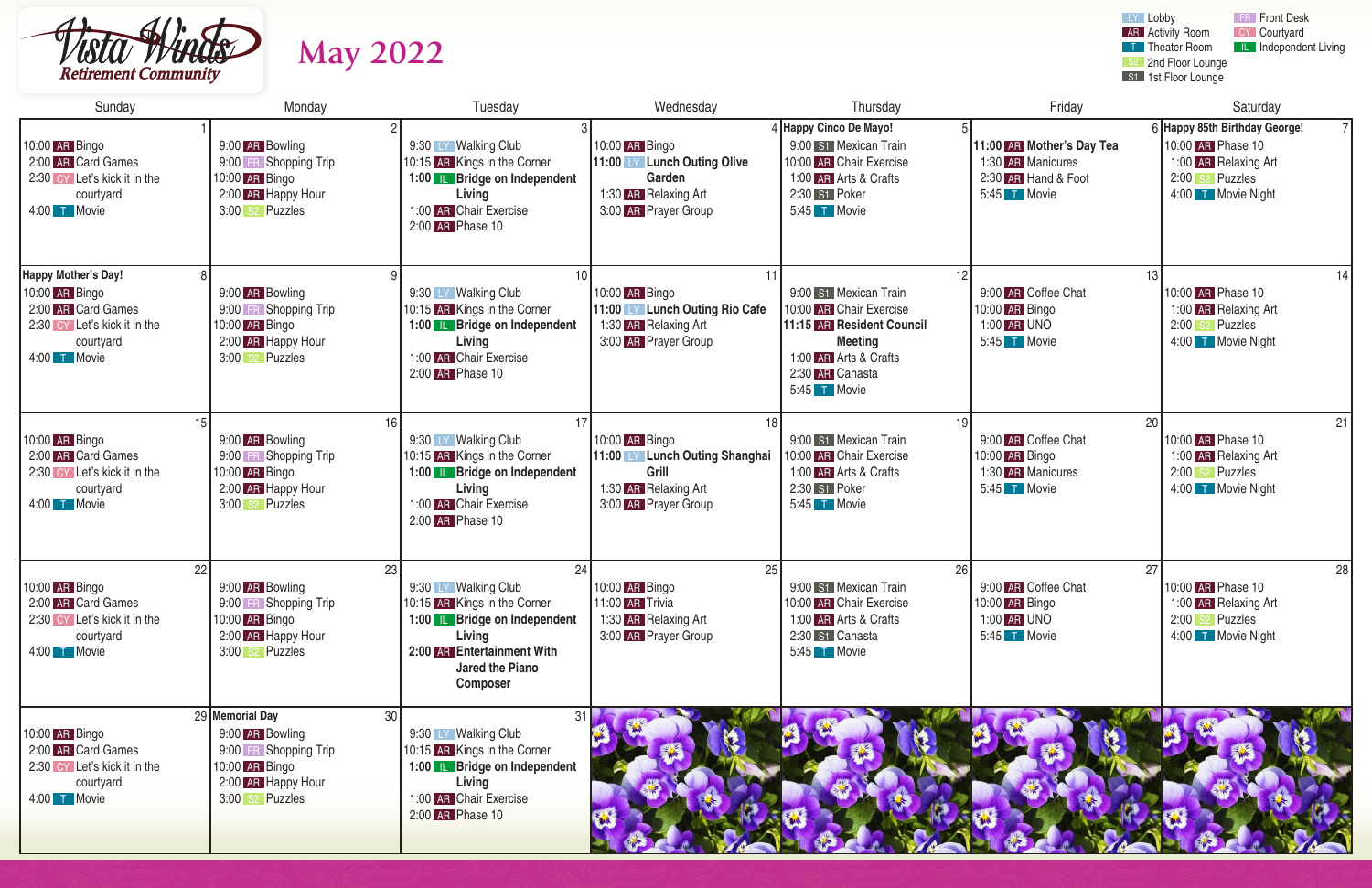# Vista Winds Retirement Community

## May 2022

**Legend:** LY Lobby · AR Activity Room · T Theater Room · S2 2nd Floor Lounge · S1 1st Floor Lounge · FR Front Desk · CY Courtyard · IL Independent Living

| Sunday | Monday | Tuesday | Wednesday | Thursday | Friday | Saturday |
|---|---|---|---|---|---|---|
| **1**<br>10:00 AR Bingo<br>2:00 AR Card Games<br>2:30 CY Let's kick it in the courtyard<br>4:00 T Movie | **2**<br>9:00 AR Bowling<br>9:00 FR Shopping Trip<br>10:00 AR Bingo<br>2:00 AR Happy Hour<br>3:00 S2 Puzzles | **3**<br>9:30 LY Walking Club<br>10:15 AR Kings in the Corner<br>**1:00 IL Bridge on Independent Living**<br>1:00 AR Chair Exercise<br>2:00 AR Phase 10 | **4**<br>10:00 AR Bingo<br>**11:00 LY Lunch Outing Olive Garden**<br>1:30 AR Relaxing Art<br>3:00 AR Prayer Group | **5**<br>**Happy Cinco De Mayo!**<br>9:00 S1 Mexican Train<br>10:00 AR Chair Exercise<br>1:00 AR Arts & Crafts<br>2:30 S1 Poker<br>5:45 T Movie | **6**<br>**11:00 AR Mother's Day Tea**<br>1:30 AR Manicures<br>2:30 AR Hand & Foot<br>5:45 T Movie | **7**<br>**Happy 85th Birthday George!**<br>10:00 AR Phase 10<br>1:00 AR Relaxing Art<br>2:00 S2 Puzzles<br>4:00 T Movie Night |
| **8**<br>**Happy Mother's Day!**<br>10:00 AR Bingo<br>2:00 AR Card Games<br>2:30 CY Let's kick it in the courtyard<br>4:00 T Movie | **9**<br>9:00 AR Bowling<br>9:00 FR Shopping Trip<br>10:00 AR Bingo<br>2:00 AR Happy Hour<br>3:00 S2 Puzzles | **10**<br>9:30 LY Walking Club<br>10:15 AR Kings in the Corner<br>**1:00 IL Bridge on Independent Living**<br>1:00 AR Chair Exercise<br>2:00 AR Phase 10 | **11**<br>10:00 AR Bingo<br>**11:00 LY Lunch Outing Rio Cafe**<br>1:30 AR Relaxing Art<br>3:00 AR Prayer Group | **12**<br>9:00 S1 Mexican Train<br>10:00 AR Chair Exercise<br>**11:15 AR Resident Council Meeting**<br>1:00 AR Arts & Crafts<br>2:30 AR Canasta<br>5:45 T Movie | **13**<br>9:00 AR Coffee Chat<br>10:00 AR Bingo<br>1:00 AR UNO<br>5:45 T Movie | **14**<br>10:00 AR Phase 10<br>1:00 AR Relaxing Art<br>2:00 S2 Puzzles<br>4:00 T Movie Night |
| **15**<br>10:00 AR Bingo<br>2:00 AR Card Games<br>2:30 CY Let's kick it in the courtyard<br>4:00 T Movie | **16**<br>9:00 AR Bowling<br>9:00 FR Shopping Trip<br>10:00 AR Bingo<br>2:00 AR Happy Hour<br>3:00 S2 Puzzles | **17**<br>9:30 LY Walking Club<br>10:15 AR Kings in the Corner<br>**1:00 IL Bridge on Independent Living**<br>1:00 AR Chair Exercise<br>2:00 AR Phase 10 | **18**<br>10:00 AR Bingo<br>**11:00 LY Lunch Outing Shanghai Grill**<br>1:30 AR Relaxing Art<br>3:00 AR Prayer Group | **19**<br>9:00 S1 Mexican Train<br>10:00 AR Chair Exercise<br>1:00 AR Arts & Crafts<br>2:30 S1 Poker<br>5:45 T Movie | **20**<br>9:00 AR Coffee Chat<br>10:00 AR Bingo<br>1:30 AR Manicures<br>5:45 T Movie | **21**<br>10:00 AR Phase 10<br>1:00 AR Relaxing Art<br>2:00 S2 Puzzles<br>4:00 T Movie Night |
| **22**<br>10:00 AR Bingo<br>2:00 AR Card Games<br>2:30 CY Let's kick it in the courtyard<br>4:00 T Movie | **23**<br>9:00 AR Bowling<br>9:00 FR Shopping Trip<br>10:00 AR Bingo<br>2:00 AR Happy Hour<br>3:00 S2 Puzzles | **24**<br>9:30 LY Walking Club<br>10:15 AR Kings in the Corner<br>**1:00 IL Bridge on Independent Living**<br>**2:00 AR Entertainment With Jared the Piano Composer** | **25**<br>10:00 AR Bingo<br>11:00 AR Trivia<br>1:30 AR Relaxing Art<br>3:00 AR Prayer Group | **26**<br>9:00 S1 Mexican Train<br>10:00 AR Chair Exercise<br>1:00 AR Arts & Crafts<br>2:30 S1 Canasta<br>5:45 T Movie | **27**<br>9:00 AR Coffee Chat<br>10:00 AR Bingo<br>1:00 AR UNO<br>5:45 T Movie | **28**<br>10:00 AR Phase 10<br>1:00 AR Relaxing Art<br>2:00 S2 Puzzles<br>4:00 T Movie Night |
| **29**<br>10:00 AR Bingo<br>2:00 AR Card Games<br>2:30 CY Let's kick it in the courtyard<br>4:00 T Movie | **30**<br>**Memorial Day**<br>9:00 AR Bowling<br>9:00 FR Shopping Trip<br>10:00 AR Bingo<br>2:00 AR Happy Hour<br>3:00 S2 Puzzles | **31**<br>9:30 LY Walking Club<br>10:15 AR Kings in the Corner<br>**1:00 IL Bridge on Independent Living**<br>1:00 AR Chair Exercise<br>2:00 AR Phase 10 | | | | |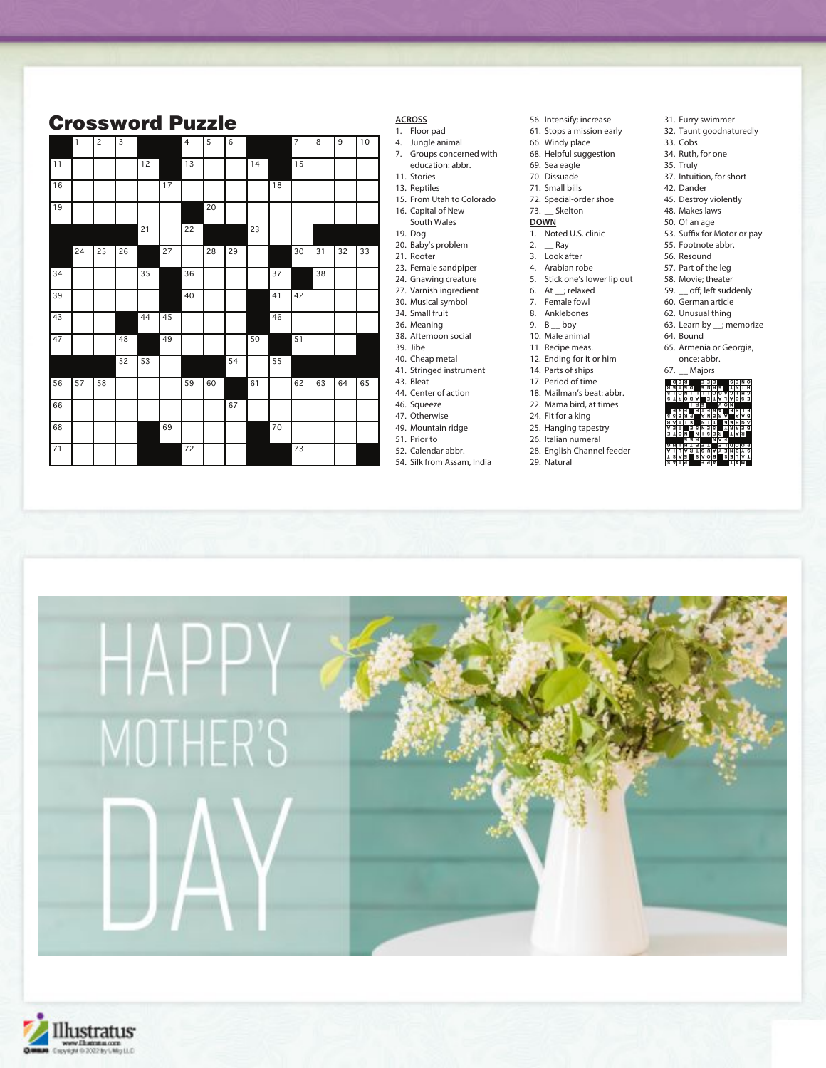# Crossword Puzzle

**ACROSS**

1. Floor pad
4. Jungle animal
7. Groups concerned with education: abbr.
11. Stories
13. Reptiles
15. From Utah to Colorado
16. Capital of New South Wales
19. Dog
20. Baby's problem
21. Rooter
23. Female sandpiper
24. Gnawing creature
27. Varnish ingredient
30. Musical symbol
34. Small fruit
36. Meaning
38. Afternoon social
39. Jibe
40. Cheap metal
41. Stringed instrument
43. Bleat
44. Center of action
46. Squeeze
47. Otherwise
49. Mountain ridge
51. Prior to
52. Calendar abbr.
54. Silk from Assam, India
56. Intensify; increase
61. Stops a mission early
66. Windy place
68. Helpful suggestion
69. Sea eagle
70. Dissuade
71. Small bills
72. Special-order shoe
73. __ Skelton

**DOWN**

1. Noted U.S. clinic
2. __ Ray
3. Look after
4. Arabian robe
5. Stick one's lower lip out
6. At __; relaxed
7. Female fowl
8. Anklebones
9. B __ boy
10. Male animal
11. Recipe meas.
12. Ending for it or him
14. Parts of ships
17. Period of time
18. Mailman's beat: abbr.
22. Mama bird, at times
24. Fit for a king
25. Hanging tapestry
26. Italian numeral
28. English Channel feeder
29. Natural
31. Furry swimmer
32. Taunt goodnaturedly
33. Cobs
34. Ruth, for one
35. Truly
37. Intuition, for short
42. Dander
45. Destroy violently
48. Makes laws
50. Of an age
53. Suffix for Motor or pay
55. Footnote abbr.
56. Resound
57. Part of the leg
58. Movie; theater
59. __ off; left suddenly
60. German article
62. Unusual thing
63. Learn by __; memorize
64. Bound
65. Armenia or Georgia, once: abbr.
67. __ Majors

HAPPY MOTHER'S DAY

Illustratus
www.Illustratus.com
Copyright © 2022 by UMig LLC